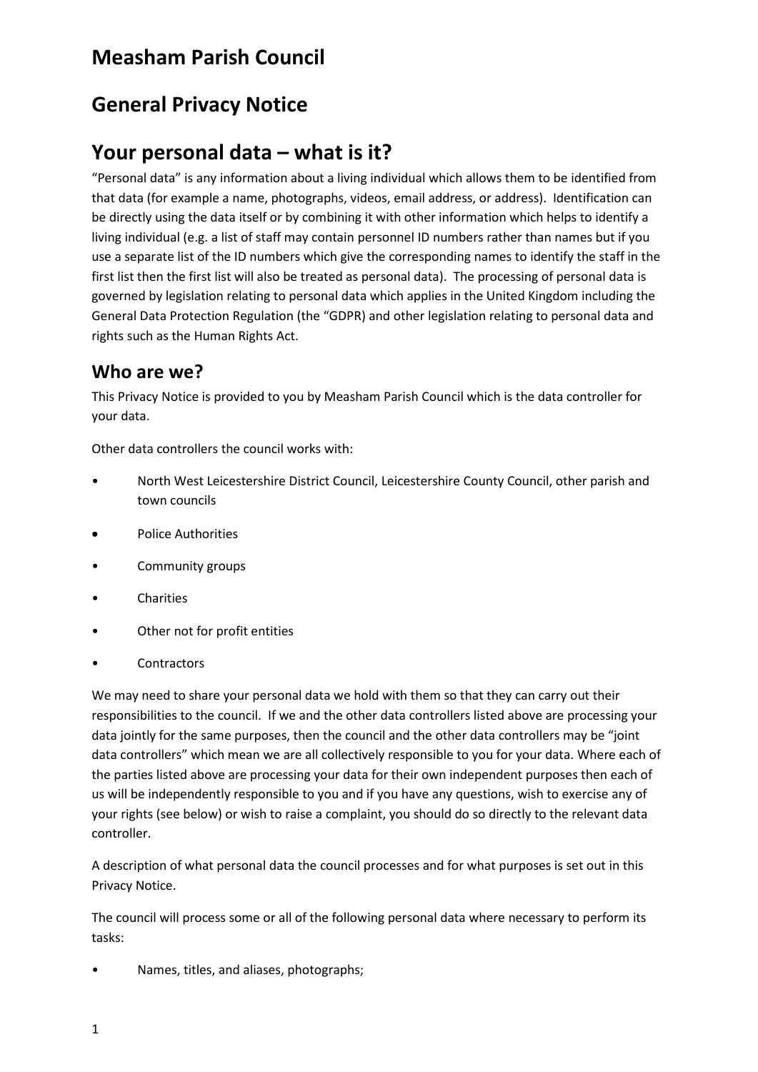# Measham Parish Council

# General Privacy Notice

# Your personal data – what is it?

"Personal data" is any information about a living individual which allows them to be identified from that data (for example a name, photographs, videos, email address, or address). Identification can be directly using the data itself or by combining it with other information which helps to identify a living individual (e.g. a list of staff may contain personnel ID numbers rather than names but if you use a separate list of the ID numbers which give the corresponding names to identify the staff in the first list then the first list will also be treated as personal data). The processing of personal data is governed by legislation relating to personal data which applies in the United Kingdom including the General Data Protection Regulation (the "GDPR) and other legislation relating to personal data and rights such as the Human Rights Act.

## Who are we?

This Privacy Notice is provided to you by Measham Parish Council which is the data controller for your data.

Other data controllers the council works with:

- North West Leicestershire District Council, Leicestershire County Council, other parish and town councils
- Police Authorities
- Community groups
- Charities
- Other not for profit entities
- Contractors

We may need to share your personal data we hold with them so that they can carry out their responsibilities to the council. If we and the other data controllers listed above are processing your data jointly for the same purposes, then the council and the other data controllers may be "joint data controllers" which mean we are all collectively responsible to you for your data. Where each of the parties listed above are processing your data for their own independent purposes then each of us will be independently responsible to you and if you have any questions, wish to exercise any of your rights (see below) or wish to raise a complaint, you should do so directly to the relevant data controller.

A description of what personal data the council processes and for what purposes is set out in this Privacy Notice.

The council will process some or all of the following personal data where necessary to perform its tasks:

- Names, titles, and aliases, photographs;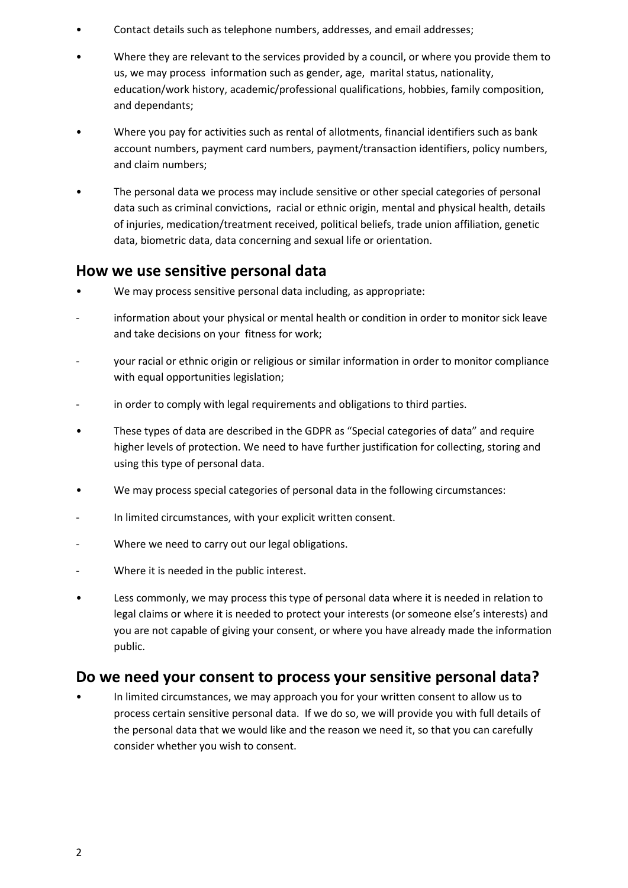- Contact details such as telephone numbers, addresses, and email addresses;
- Where they are relevant to the services provided by a council, or where you provide them to us, we may process information such as gender, age, marital status, nationality, education/work history, academic/professional qualifications, hobbies, family composition, and dependants;
- Where you pay for activities such as rental of allotments, financial identifiers such as bank account numbers, payment card numbers, payment/transaction identifiers, policy numbers, and claim numbers;
- The personal data we process may include sensitive or other special categories of personal data such as criminal convictions, racial or ethnic origin, mental and physical health, details of injuries, medication/treatment received, political beliefs, trade union affiliation, genetic data, biometric data, data concerning and sexual life or orientation.

## How we use sensitive personal data

- We may process sensitive personal data including, as appropriate:
  - information about your physical or mental health or condition in order to monitor sick leave and take decisions on your fitness for work;
  - your racial or ethnic origin or religious or similar information in order to monitor compliance with equal opportunities legislation;
  - in order to comply with legal requirements and obligations to third parties.
- These types of data are described in the GDPR as "Special categories of data" and require higher levels of protection. We need to have further justification for collecting, storing and using this type of personal data.
- We may process special categories of personal data in the following circumstances:
  - In limited circumstances, with your explicit written consent.
  - Where we need to carry out our legal obligations.
  - Where it is needed in the public interest.
- Less commonly, we may process this type of personal data where it is needed in relation to legal claims or where it is needed to protect your interests (or someone else's interests) and you are not capable of giving your consent, or where you have already made the information public.

## Do we need your consent to process your sensitive personal data?

- In limited circumstances, we may approach you for your written consent to allow us to process certain sensitive personal data. If we do so, we will provide you with full details of the personal data that we would like and the reason we need it, so that you can carefully consider whether you wish to consent.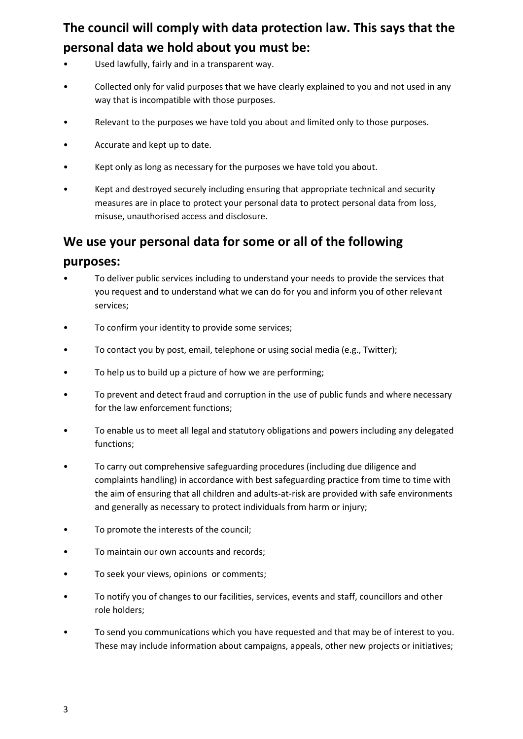## The council will comply with data protection law. This says that the personal data we hold about you must be:

- Used lawfully, fairly and in a transparent way.
- Collected only for valid purposes that we have clearly explained to you and not used in any way that is incompatible with those purposes.
- Relevant to the purposes we have told you about and limited only to those purposes.
- Accurate and kept up to date.
- Kept only as long as necessary for the purposes we have told you about.
- Kept and destroyed securely including ensuring that appropriate technical and security measures are in place to protect your personal data to protect personal data from loss, misuse, unauthorised access and disclosure.

## We use your personal data for some or all of the following purposes:

- To deliver public services including to understand your needs to provide the services that you request and to understand what we can do for you and inform you of other relevant services;
- To confirm your identity to provide some services;
- To contact you by post, email, telephone or using social media (e.g., Twitter);
- To help us to build up a picture of how we are performing;
- To prevent and detect fraud and corruption in the use of public funds and where necessary for the law enforcement functions;
- To enable us to meet all legal and statutory obligations and powers including any delegated functions;
- To carry out comprehensive safeguarding procedures (including due diligence and complaints handling) in accordance with best safeguarding practice from time to time with the aim of ensuring that all children and adults-at-risk are provided with safe environments and generally as necessary to protect individuals from harm or injury;
- To promote the interests of the council;
- To maintain our own accounts and records;
- To seek your views, opinions or comments;
- To notify you of changes to our facilities, services, events and staff, councillors and other role holders;
- To send you communications which you have requested and that may be of interest to you. These may include information about campaigns, appeals, other new projects or initiatives;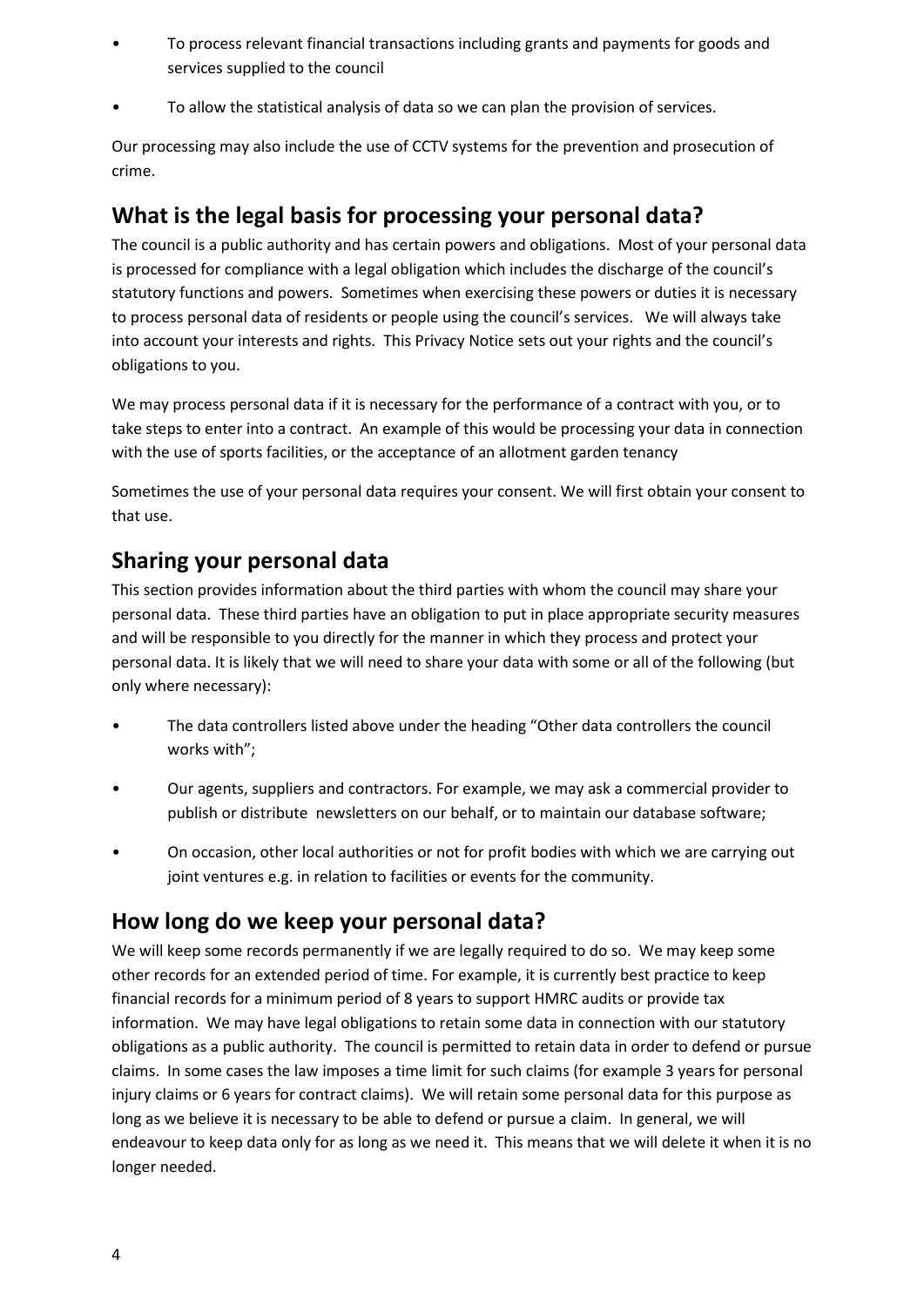- To process relevant financial transactions including grants and payments for goods and services supplied to the council
- To allow the statistical analysis of data so we can plan the provision of services.

Our processing may also include the use of CCTV systems for the prevention and prosecution of crime.

## What is the legal basis for processing your personal data?

The council is a public authority and has certain powers and obligations. Most of your personal data is processed for compliance with a legal obligation which includes the discharge of the council's statutory functions and powers. Sometimes when exercising these powers or duties it is necessary to process personal data of residents or people using the council's services. We will always take into account your interests and rights. This Privacy Notice sets out your rights and the council's obligations to you.

We may process personal data if it is necessary for the performance of a contract with you, or to take steps to enter into a contract. An example of this would be processing your data in connection with the use of sports facilities, or the acceptance of an allotment garden tenancy

Sometimes the use of your personal data requires your consent. We will first obtain your consent to that use.

## Sharing your personal data

This section provides information about the third parties with whom the council may share your personal data. These third parties have an obligation to put in place appropriate security measures and will be responsible to you directly for the manner in which they process and protect your personal data. It is likely that we will need to share your data with some or all of the following (but only where necessary):

- The data controllers listed above under the heading "Other data controllers the council works with";
- Our agents, suppliers and contractors. For example, we may ask a commercial provider to publish or distribute newsletters on our behalf, or to maintain our database software;
- On occasion, other local authorities or not for profit bodies with which we are carrying out joint ventures e.g. in relation to facilities or events for the community.

## How long do we keep your personal data?

We will keep some records permanently if we are legally required to do so. We may keep some other records for an extended period of time. For example, it is currently best practice to keep financial records for a minimum period of 8 years to support HMRC audits or provide tax information. We may have legal obligations to retain some data in connection with our statutory obligations as a public authority. The council is permitted to retain data in order to defend or pursue claims. In some cases the law imposes a time limit for such claims (for example 3 years for personal injury claims or 6 years for contract claims). We will retain some personal data for this purpose as long as we believe it is necessary to be able to defend or pursue a claim. In general, we will endeavour to keep data only for as long as we need it. This means that we will delete it when it is no longer needed.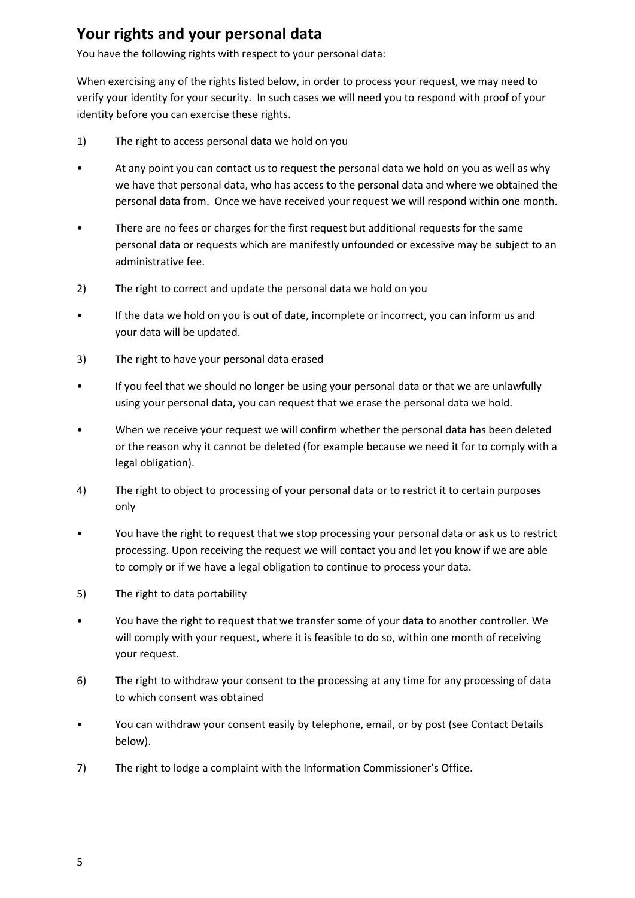## Your rights and your personal data

You have the following rights with respect to your personal data:

When exercising any of the rights listed below, in order to process your request, we may need to verify your identity for your security. In such cases we will need you to respond with proof of your identity before you can exercise these rights.

1) The right to access personal data we hold on you

- At any point you can contact us to request the personal data we hold on you as well as why we have that personal data, who has access to the personal data and where we obtained the personal data from. Once we have received your request we will respond within one month.
- There are no fees or charges for the first request but additional requests for the same personal data or requests which are manifestly unfounded or excessive may be subject to an administrative fee.

2) The right to correct and update the personal data we hold on you

- If the data we hold on you is out of date, incomplete or incorrect, you can inform us and your data will be updated.

3) The right to have your personal data erased

- If you feel that we should no longer be using your personal data or that we are unlawfully using your personal data, you can request that we erase the personal data we hold.
- When we receive your request we will confirm whether the personal data has been deleted or the reason why it cannot be deleted (for example because we need it for to comply with a legal obligation).

4) The right to object to processing of your personal data or to restrict it to certain purposes only

- You have the right to request that we stop processing your personal data or ask us to restrict processing. Upon receiving the request we will contact you and let you know if we are able to comply or if we have a legal obligation to continue to process your data.

5) The right to data portability

- You have the right to request that we transfer some of your data to another controller. We will comply with your request, where it is feasible to do so, within one month of receiving your request.

6) The right to withdraw your consent to the processing at any time for any processing of data to which consent was obtained

- You can withdraw your consent easily by telephone, email, or by post (see Contact Details below).

7) The right to lodge a complaint with the Information Commissioner's Office.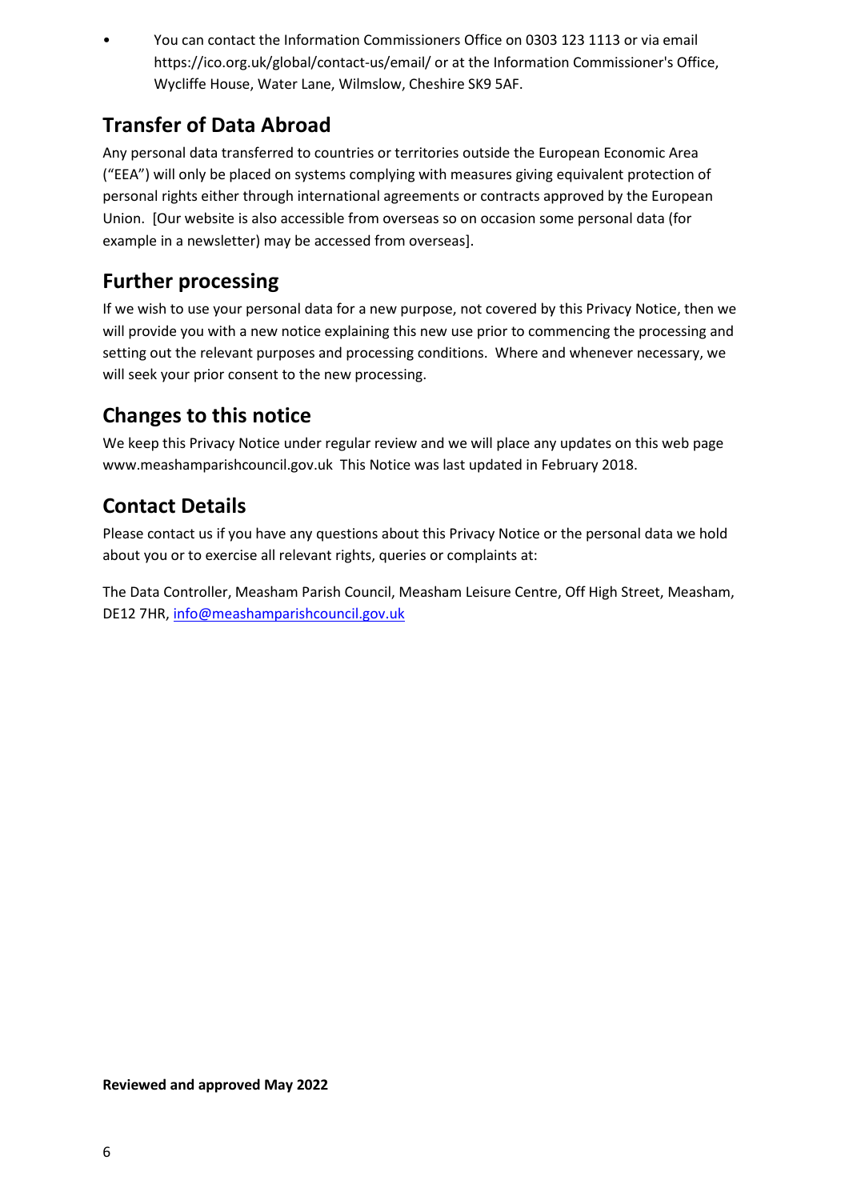- You can contact the Information Commissioners Office on 0303 123 1113 or via email https://ico.org.uk/global/contact-us/email/ or at the Information Commissioner's Office, Wycliffe House, Water Lane, Wilmslow, Cheshire SK9 5AF.

## Transfer of Data Abroad

Any personal data transferred to countries or territories outside the European Economic Area ("EEA") will only be placed on systems complying with measures giving equivalent protection of personal rights either through international agreements or contracts approved by the European Union. [Our website is also accessible from overseas so on occasion some personal data (for example in a newsletter) may be accessed from overseas].

## Further processing

If we wish to use your personal data for a new purpose, not covered by this Privacy Notice, then we will provide you with a new notice explaining this new use prior to commencing the processing and setting out the relevant purposes and processing conditions. Where and whenever necessary, we will seek your prior consent to the new processing.

## Changes to this notice

We keep this Privacy Notice under regular review and we will place any updates on this web page www.meashamparishcouncil.gov.uk This Notice was last updated in February 2018.

## Contact Details

Please contact us if you have any questions about this Privacy Notice or the personal data we hold about you or to exercise all relevant rights, queries or complaints at:

The Data Controller, Measham Parish Council, Measham Leisure Centre, Off High Street, Measham, DE12 7HR, info@meashamparishcouncil.gov.uk

**Reviewed and approved May 2022**